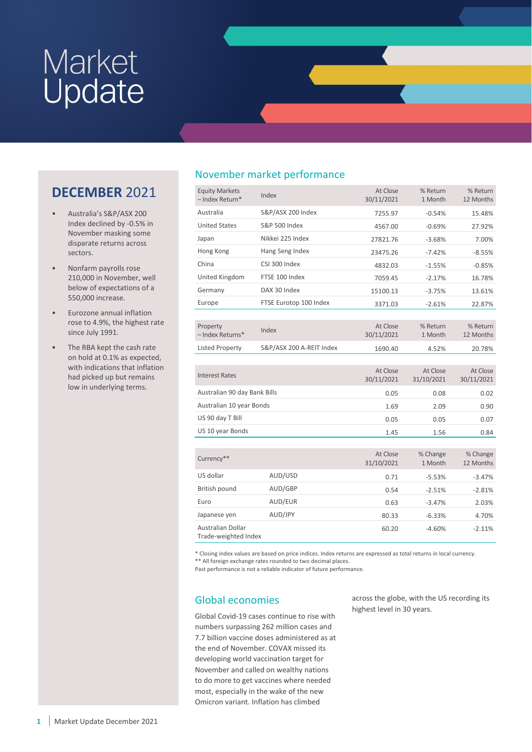# Market Update

## DECEMBER 2021

- Australia's S&P/ASX 200 Index declined by -0.5% in November masking some disparate returns across sectors.
- Nonfarm payrolls rose 210,000 in November, well below of expectations of a 550,000 increase.
- Eurozone annual inflation rose to 4.9%, the highest rate since July 1991.
- The RBA kept the cash rate on hold at 0.1% as expected, with indications that inflation had picked up but remains low in underlying terms.

## November market performance

| Equity Markets – Index Return* | Index | At Close 30/11/2021 | % Return 1 Month | % Return 12 Months |
|---|---|---|---|---|
| Australia | S&P/ASX 200 Index | 7255.97 | -0.54% | 15.48% |
| United States | S&P 500 Index | 4567.00 | -0.69% | 27.92% |
| Japan | Nikkei 225 Index | 27821.76 | -3.68% | 7.00% |
| Hong Kong | Hang Seng Index | 23475.26 | -7.42% | -8.55% |
| China | CSI 300 Index | 4832.03 | -1.55% | -0.85% |
| United Kingdom | FTSE 100 Index | 7059.45 | -2.17% | 16.78% |
| Germany | DAX 30 Index | 15100.13 | -3.75% | 13.61% |
| Europe | FTSE Eurotop 100 Index | 3371.03 | -2.61% | 22.87% |

| Property – Index Returns* | Index | At Close 30/11/2021 | % Return 1 Month | % Return 12 Months |
|---|---|---|---|---|
| Listed Property | S&P/ASX 200 A-REIT Index | 1690.40 | 4.52% | 20.78% |

| Interest Rates | At Close 30/11/2021 | At Close 31/10/2021 | At Close 30/11/2021 |
|---|---|---|---|
| Australian 90 day Bank Bills | 0.05 | 0.08 | 0.02 |
| Australian 10 year Bonds | 1.69 | 2.09 | 0.90 |
| US 90 day T Bill | 0.05 | 0.05 | 0.07 |
| US 10 year Bonds | 1.45 | 1.56 | 0.84 |

| Currency** | | At Close 31/10/2021 | % Change 1 Month | % Change 12 Months |
|---|---|---|---|---|
| US dollar | AUD/USD | 0.71 | -5.53% | -3.47% |
| British pound | AUD/GBP | 0.54 | -2.51% | -2.81% |
| Euro | AUD/EUR | 0.63 | -3.47% | 2.03% |
| Japanese yen | AUD/JPY | 80.33 | -6.33% | 4.70% |
| Australian Dollar Trade-weighted Index | | 60.20 | -4.60% | -2.11% |

\* Closing index values are based on price indices. Index returns are expressed as total returns in local currency.
\*\* All foreign exchange rates rounded to two decimal places.
Past performance is not a reliable indicator of future performance.

## Global economies

Global Covid-19 cases continue to rise with numbers surpassing 262 million cases and 7.7 billion vaccine doses administered as at the end of November. COVAX missed its developing world vaccination target for November and called on wealthy nations to do more to get vaccines where needed most, especially in the wake of the new Omicron variant. Inflation has climbed across the globe, with the US recording its highest level in 30 years.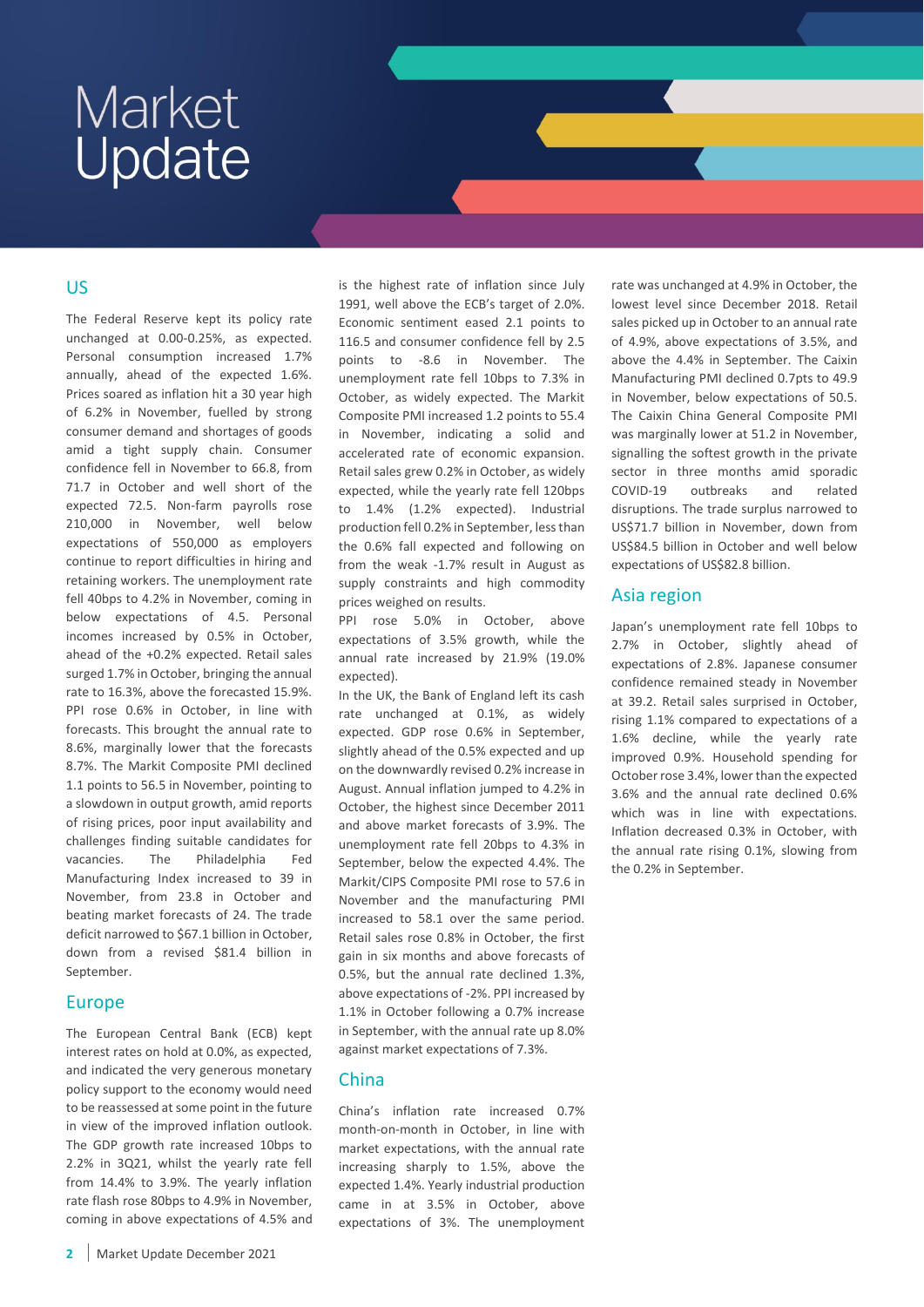# Market Update

## US

The Federal Reserve kept its policy rate unchanged at 0.00-0.25%, as expected. Personal consumption increased 1.7% annually, ahead of the expected 1.6%. Prices soared as inflation hit a 30 year high of 6.2% in November, fuelled by strong consumer demand and shortages of goods amid a tight supply chain. Consumer confidence fell in November to 66.8, from 71.7 in October and well short of the expected 72.5. Non-farm payrolls rose 210,000 in November, well below expectations of 550,000 as employers continue to report difficulties in hiring and retaining workers. The unemployment rate fell 40bps to 4.2% in November, coming in below expectations of 4.5. Personal incomes increased by 0.5% in October, ahead of the +0.2% expected. Retail sales surged 1.7% in October, bringing the annual rate to 16.3%, above the forecasted 15.9%. PPI rose 0.6% in October, in line with forecasts. This brought the annual rate to 8.6%, marginally lower that the forecasts 8.7%. The Markit Composite PMI declined 1.1 points to 56.5 in November, pointing to a slowdown in output growth, amid reports of rising prices, poor input availability and challenges finding suitable candidates for vacancies. The Philadelphia Fed Manufacturing Index increased to 39 in November, from 23.8 in October and beating market forecasts of 24. The trade deficit narrowed to $67.1 billion in October, down from a revised $81.4 billion in September.

## Europe

The European Central Bank (ECB) kept interest rates on hold at 0.0%, as expected, and indicated the very generous monetary policy support to the economy would need to be reassessed at some point in the future in view of the improved inflation outlook. The GDP growth rate increased 10bps to 2.2% in 3Q21, whilst the yearly rate fell from 14.4% to 3.9%. The yearly inflation rate flash rose 80bps to 4.9% in November, coming in above expectations of 4.5% and is the highest rate of inflation since July 1991, well above the ECB's target of 2.0%. Economic sentiment eased 2.1 points to 116.5 and consumer confidence fell by 2.5 points to -8.6 in November. The unemployment rate fell 10bps to 7.3% in October, as widely expected. The Markit Composite PMI increased 1.2 points to 55.4 in November, indicating a solid and accelerated rate of economic expansion. Retail sales grew 0.2% in October, as widely expected, while the yearly rate fell 120bps to 1.4% (1.2% expected). Industrial production fell 0.2% in September, less than the 0.6% fall expected and following on from the weak -1.7% result in August as supply constraints and high commodity prices weighed on results.

PPI rose 5.0% in October, above expectations of 3.5% growth, while the annual rate increased by 21.9% (19.0% expected).

In the UK, the Bank of England left its cash rate unchanged at 0.1%, as widely expected. GDP rose 0.6% in September, slightly ahead of the 0.5% expected and up on the downwardly revised 0.2% increase in August. Annual inflation jumped to 4.2% in October, the highest since December 2011 and above market forecasts of 3.9%. The unemployment rate fell 20bps to 4.3% in September, below the expected 4.4%. The Markit/CIPS Composite PMI rose to 57.6 in November and the manufacturing PMI increased to 58.1 over the same period. Retail sales rose 0.8% in October, the first gain in six months and above forecasts of 0.5%, but the annual rate declined 1.3%, above expectations of -2%. PPI increased by 1.1% in October following a 0.7% increase in September, with the annual rate up 8.0% against market expectations of 7.3%.

## China

China's inflation rate increased 0.7% month-on-month in October, in line with market expectations, with the annual rate increasing sharply to 1.5%, above the expected 1.4%. Yearly industrial production came in at 3.5% in October, above expectations of 3%. The unemployment rate was unchanged at 4.9% in October, the lowest level since December 2018. Retail sales picked up in October to an annual rate of 4.9%, above expectations of 3.5%, and above the 4.4% in September. The Caixin Manufacturing PMI declined 0.7pts to 49.9 in November, below expectations of 50.5. The Caixin China General Composite PMI was marginally lower at 51.2 in November, signalling the softest growth in the private sector in three months amid sporadic COVID-19 outbreaks and related disruptions. The trade surplus narrowed to US$71.7 billion in November, down from US$84.5 billion in October and well below expectations of US$82.8 billion.

## Asia region

Japan's unemployment rate fell 10bps to 2.7% in October, slightly ahead of expectations of 2.8%. Japanese consumer confidence remained steady in November at 39.2. Retail sales surprised in October, rising 1.1% compared to expectations of a 1.6% decline, while the yearly rate improved 0.9%. Household spending for October rose 3.4%, lower than the expected 3.6% and the annual rate declined 0.6% which was in line with expectations. Inflation decreased 0.3% in October, with the annual rate rising 0.1%, slowing from the 0.2% in September.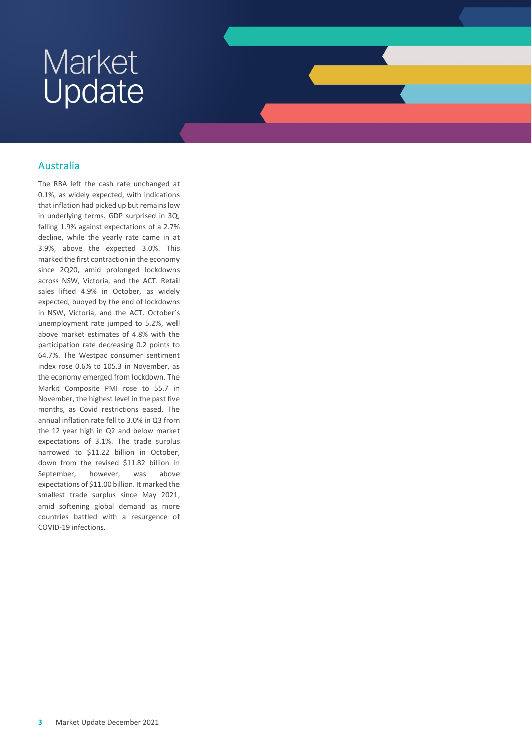# Market Update

## Australia

The RBA left the cash rate unchanged at 0.1%, as widely expected, with indications that inflation had picked up but remains low in underlying terms. GDP surprised in 3Q, falling 1.9% against expectations of a 2.7% decline, while the yearly rate came in at 3.9%, above the expected 3.0%. This marked the first contraction in the economy since 2Q20, amid prolonged lockdowns across NSW, Victoria, and the ACT. Retail sales lifted 4.9% in October, as widely expected, buoyed by the end of lockdowns in NSW, Victoria, and the ACT. October's unemployment rate jumped to 5.2%, well above market estimates of 4.8% with the participation rate decreasing 0.2 points to 64.7%. The Westpac consumer sentiment index rose 0.6% to 105.3 in November, as the economy emerged from lockdown. The Markit Composite PMI rose to 55.7 in November, the highest level in the past five months, as Covid restrictions eased. The annual inflation rate fell to 3.0% in Q3 from the 12 year high in Q2 and below market expectations of 3.1%. The trade surplus narrowed to $11.22 billion in October, down from the revised $11.82 billion in September, however, was above expectations of $11.00 billion. It marked the smallest trade surplus since May 2021, amid softening global demand as more countries battled with a resurgence of COVID-19 infections.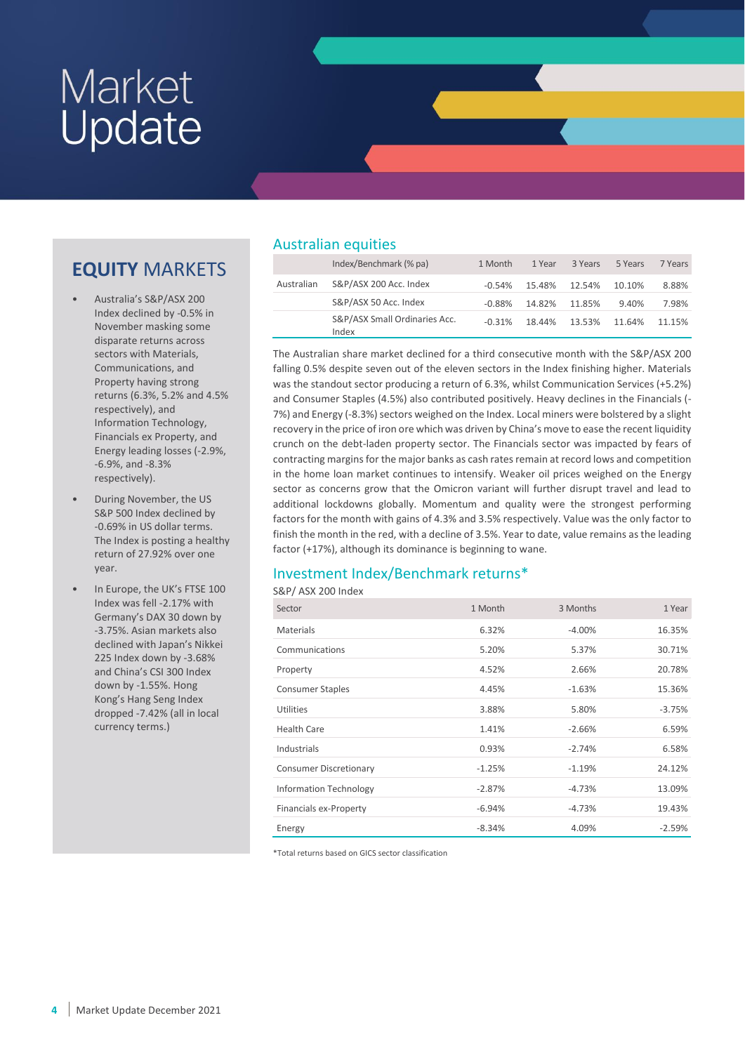# Market Update

## EQUITY MARKETS

- Australia's S&P/ASX 200 Index declined by -0.5% in November masking some disparate returns across sectors with Materials, Communications, and Property having strong returns (6.3%, 5.2% and 4.5% respectively), and Information Technology, Financials ex Property, and Energy leading losses (-2.9%, -6.9%, and -8.3% respectively).
- During November, the US S&P 500 Index declined by -0.69% in US dollar terms. The Index is posting a healthy return of 27.92% over one year.
- In Europe, the UK's FTSE 100 Index was fell -2.17% with Germany's DAX 30 down by -3.75%. Asian markets also declined with Japan's Nikkei 225 Index down by -3.68% and China's CSI 300 Index down by -1.55%. Hong Kong's Hang Seng Index dropped -7.42% (all in local currency terms.)

## Australian equities

| | Index/Benchmark (% pa) | 1 Month | 1 Year | 3 Years | 5 Years | 7 Years |
|---|---|---|---|---|---|---|
| Australian | S&P/ASX 200 Acc. Index | -0.54% | 15.48% | 12.54% | 10.10% | 8.88% |
| | S&P/ASX 50 Acc. Index | -0.88% | 14.82% | 11.85% | 9.40% | 7.98% |
| | S&P/ASX Small Ordinaries Acc. Index | -0.31% | 18.44% | 13.53% | 11.64% | 11.15% |

The Australian share market declined for a third consecutive month with the S&P/ASX 200 falling 0.5% despite seven out of the eleven sectors in the Index finishing higher. Materials was the standout sector producing a return of 6.3%, whilst Communication Services (+5.2%) and Consumer Staples (4.5%) also contributed positively. Heavy declines in the Financials (-7%) and Energy (-8.3%) sectors weighed on the Index. Local miners were bolstered by a slight recovery in the price of iron ore which was driven by China's move to ease the recent liquidity crunch on the debt-laden property sector. The Financials sector was impacted by fears of contracting margins for the major banks as cash rates remain at record lows and competition in the home loan market continues to intensify. Weaker oil prices weighed on the Energy sector as concerns grow that the Omicron variant will further disrupt travel and lead to additional lockdowns globally. Momentum and quality were the strongest performing factors for the month with gains of 4.3% and 3.5% respectively. Value was the only factor to finish the month in the red, with a decline of 3.5%. Year to date, value remains as the leading factor (+17%), although its dominance is beginning to wane.

## Investment Index/Benchmark returns*

S&P/ ASX 200 Index

| Sector | 1 Month | 3 Months | 1 Year |
|---|---|---|---|
| Materials | 6.32% | -4.00% | 16.35% |
| Communications | 5.20% | 5.37% | 30.71% |
| Property | 4.52% | 2.66% | 20.78% |
| Consumer Staples | 4.45% | -1.63% | 15.36% |
| Utilities | 3.88% | 5.80% | -3.75% |
| Health Care | 1.41% | -2.66% | 6.59% |
| Industrials | 0.93% | -2.74% | 6.58% |
| Consumer Discretionary | -1.25% | -1.19% | 24.12% |
| Information Technology | -2.87% | -4.73% | 13.09% |
| Financials ex-Property | -6.94% | -4.73% | 19.43% |
| Energy | -8.34% | 4.09% | -2.59% |

*Total returns based on GICS sector classification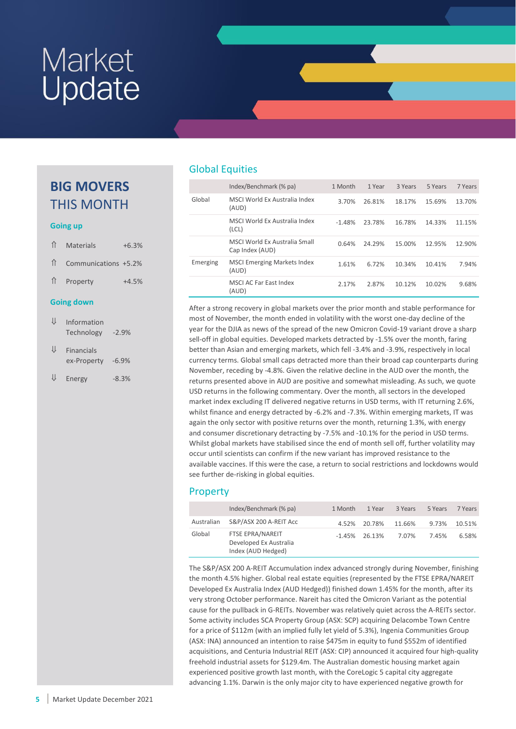# Market Update

## BIG MOVERS THIS MONTH

### Going up

- ⇑ Materials +6.3%
- ⇑ Communications +5.2%
- ⇑ Property +4.5%

### Going down

- ⇓ Information Technology -2.9%
- ⇓ Financials ex-Property -6.9%
- ⇓ Energy -8.3%

## Global Equities

| | Index/Benchmark (% pa) | 1 Month | 1 Year | 3 Years | 5 Years | 7 Years |
|---|---|---|---|---|---|---|
| Global | MSCI World Ex Australia Index (AUD) | 3.70% | 26.81% | 18.17% | 15.69% | 13.70% |
| | MSCI World Ex Australia Index (LCL) | -1.48% | 23.78% | 16.78% | 14.33% | 11.15% |
| | MSCI World Ex Australia Small Cap Index (AUD) | 0.64% | 24.29% | 15.00% | 12.95% | 12.90% |
| Emerging | MSCI Emerging Markets Index (AUD) | 1.61% | 6.72% | 10.34% | 10.41% | 7.94% |
| | MSCI AC Far East Index (AUD) | 2.17% | 2.87% | 10.12% | 10.02% | 9.68% |

After a strong recovery in global markets over the prior month and stable performance for most of November, the month ended in volatility with the worst one-day decline of the year for the DJIA as news of the spread of the new Omicron Covid-19 variant drove a sharp sell-off in global equities. Developed markets detracted by -1.5% over the month, faring better than Asian and emerging markets, which fell -3.4% and -3.9%, respectively in local currency terms. Global small caps detracted more than their broad cap counterparts during November, receding by -4.8%. Given the relative decline in the AUD over the month, the returns presented above in AUD are positive and somewhat misleading. As such, we quote USD returns in the following commentary. Over the month, all sectors in the developed market index excluding IT delivered negative returns in USD terms, with IT returning 2.6%, whilst finance and energy detracted by -6.2% and -7.3%. Within emerging markets, IT was again the only sector with positive returns over the month, returning 1.3%, with energy and consumer discretionary detracting by -7.5% and -10.1% for the period in USD terms. Whilst global markets have stabilised since the end of month sell off, further volatility may occur until scientists can confirm if the new variant has improved resistance to the available vaccines. If this were the case, a return to social restrictions and lockdowns would see further de-risking in global equities.

## Property

| | Index/Benchmark (% pa) | 1 Month | 1 Year | 3 Years | 5 Years | 7 Years |
|---|---|---|---|---|---|---|
| Australian | S&P/ASX 200 A-REIT Acc | 4.52% | 20.78% | 11.66% | 9.73% | 10.51% |
| Global | FTSE EPRA/NAREIT Developed Ex Australia Index (AUD Hedged) | -1.45% | 26.13% | 7.07% | 7.45% | 6.58% |

The S&P/ASX 200 A-REIT Accumulation index advanced strongly during November, finishing the month 4.5% higher. Global real estate equities (represented by the FTSE EPRA/NAREIT Developed Ex Australia Index (AUD Hedged)) finished down 1.45% for the month, after its very strong October performance. Nareit has cited the Omicron Variant as the potential cause for the pullback in G-REITs. November was relatively quiet across the A-REITs sector. Some activity includes SCA Property Group (ASX: SCP) acquiring Delacombe Town Centre for a price of $112m (with an implied fully let yield of 5.3%), Ingenia Communities Group (ASX: INA) announced an intention to raise $475m in equity to fund $552m of identified acquisitions, and Centuria Industrial REIT (ASX: CIP) announced it acquired four high-quality freehold industrial assets for $129.4m. The Australian domestic housing market again experienced positive growth last month, with the CoreLogic 5 capital city aggregate advancing 1.1%. Darwin is the only major city to have experienced negative growth for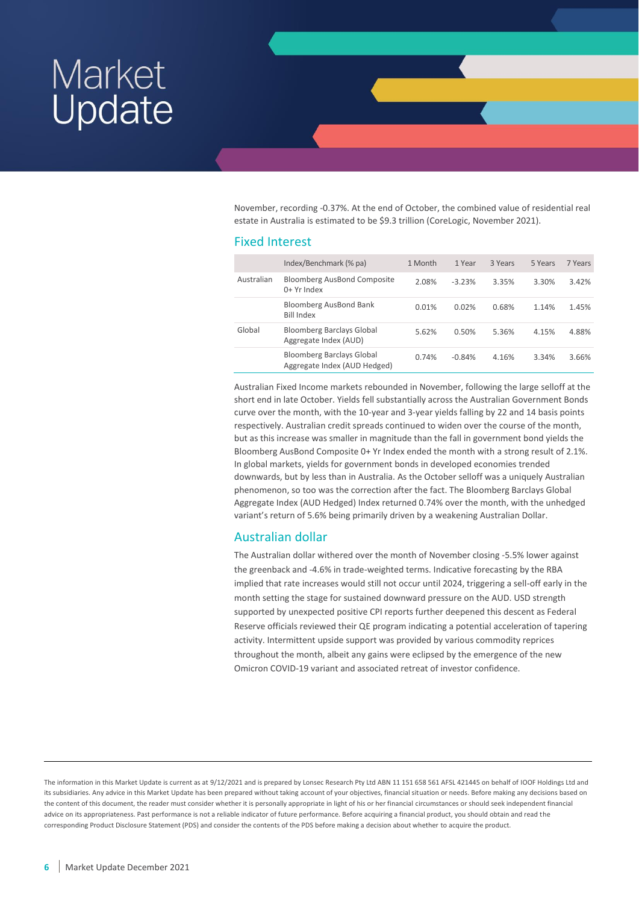# Market Update

November, recording -0.37%. At the end of October, the combined value of residential real estate in Australia is estimated to be $9.3 trillion (CoreLogic, November 2021).

## Fixed Interest

| | Index/Benchmark (% pa) | 1 Month | 1 Year | 3 Years | 5 Years | 7 Years |
|---|---|---|---|---|---|---|
| Australian | Bloomberg AusBond Composite 0+ Yr Index | 2.08% | -3.23% | 3.35% | 3.30% | 3.42% |
| | Bloomberg AusBond Bank Bill Index | 0.01% | 0.02% | 0.68% | 1.14% | 1.45% |
| Global | Bloomberg Barclays Global Aggregate Index (AUD) | 5.62% | 0.50% | 5.36% | 4.15% | 4.88% |
| | Bloomberg Barclays Global Aggregate Index (AUD Hedged) | 0.74% | -0.84% | 4.16% | 3.34% | 3.66% |

Australian Fixed Income markets rebounded in November, following the large selloff at the short end in late October. Yields fell substantially across the Australian Government Bonds curve over the month, with the 10-year and 3-year yields falling by 22 and 14 basis points respectively. Australian credit spreads continued to widen over the course of the month, but as this increase was smaller in magnitude than the fall in government bond yields the Bloomberg AusBond Composite 0+ Yr Index ended the month with a strong result of 2.1%. In global markets, yields for government bonds in developed economies trended downwards, but by less than in Australia. As the October selloff was a uniquely Australian phenomenon, so too was the correction after the fact. The Bloomberg Barclays Global Aggregate Index (AUD Hedged) Index returned 0.74% over the month, with the unhedged variant's return of 5.6% being primarily driven by a weakening Australian Dollar.

## Australian dollar

The Australian dollar withered over the month of November closing -5.5% lower against the greenback and -4.6% in trade-weighted terms. Indicative forecasting by the RBA implied that rate increases would still not occur until 2024, triggering a sell-off early in the month setting the stage for sustained downward pressure on the AUD. USD strength supported by unexpected positive CPI reports further deepened this descent as Federal Reserve officials reviewed their QE program indicating a potential acceleration of tapering activity. Intermittent upside support was provided by various commodity reprices throughout the month, albeit any gains were eclipsed by the emergence of the new Omicron COVID-19 variant and associated retreat of investor confidence.

---

The information in this Market Update is current as at 9/12/2021 and is prepared by Lonsec Research Pty Ltd ABN 11 151 658 561 AFSL 421445 on behalf of IOOF Holdings Ltd and its subsidiaries. Any advice in this Market Update has been prepared without taking account of your objectives, financial situation or needs. Before making any decisions based on the content of this document, the reader must consider whether it is personally appropriate in light of his or her financial circumstances or should seek independent financial advice on its appropriateness. Past performance is not a reliable indicator of future performance. Before acquiring a financial product, you should obtain and read the corresponding Product Disclosure Statement (PDS) and consider the contents of the PDS before making a decision about whether to acquire the product.